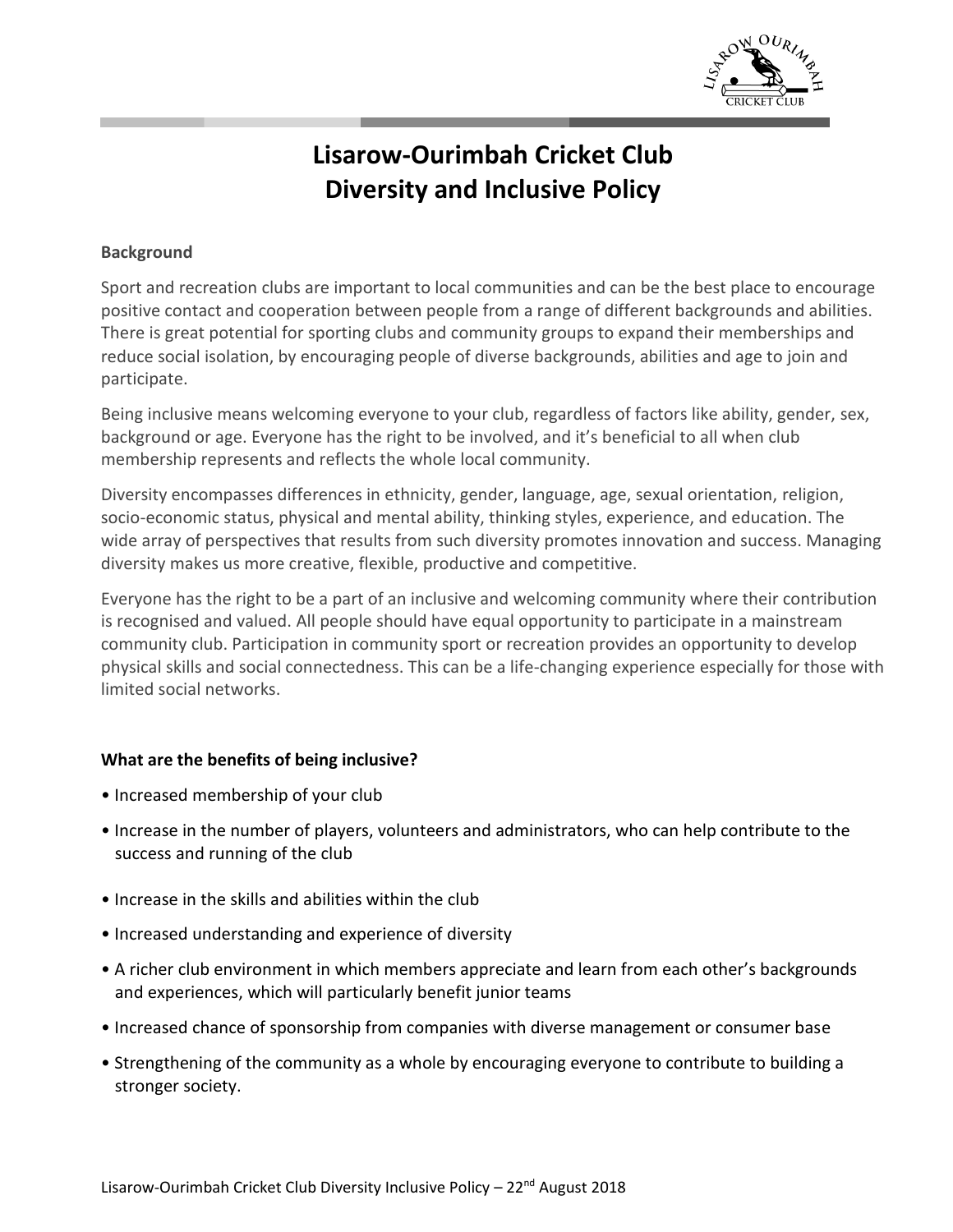# Lisarow-Ourimbah Cricket Club
# Diversity and Inclusive Policy

**Background**

Sport and recreation clubs are important to local communities and can be the best place to encourage positive contact and cooperation between people from a range of different backgrounds and abilities. There is great potential for sporting clubs and community groups to expand their memberships and reduce social isolation, by encouraging people of diverse backgrounds, abilities and age to join and participate.

Being inclusive means welcoming everyone to your club, regardless of factors like ability, gender, sex, background or age. Everyone has the right to be involved, and it's beneficial to all when club membership represents and reflects the whole local community.

Diversity encompasses differences in ethnicity, gender, language, age, sexual orientation, religion, socio-economic status, physical and mental ability, thinking styles, experience, and education. The wide array of perspectives that results from such diversity promotes innovation and success. Managing diversity makes us more creative, flexible, productive and competitive.

Everyone has the right to be a part of an inclusive and welcoming community where their contribution is recognised and valued. All people should have equal opportunity to participate in a mainstream community club. Participation in community sport or recreation provides an opportunity to develop physical skills and social connectedness. This can be a life-changing experience especially for those with limited social networks.

**What are the benefits of being inclusive?**

- Increased membership of your club
- Increase in the number of players, volunteers and administrators, who can help contribute to the success and running of the club
- Increase in the skills and abilities within the club
- Increased understanding and experience of diversity
- A richer club environment in which members appreciate and learn from each other's backgrounds and experiences, which will particularly benefit junior teams
- Increased chance of sponsorship from companies with diverse management or consumer base
- Strengthening of the community as a whole by encouraging everyone to contribute to building a stronger society.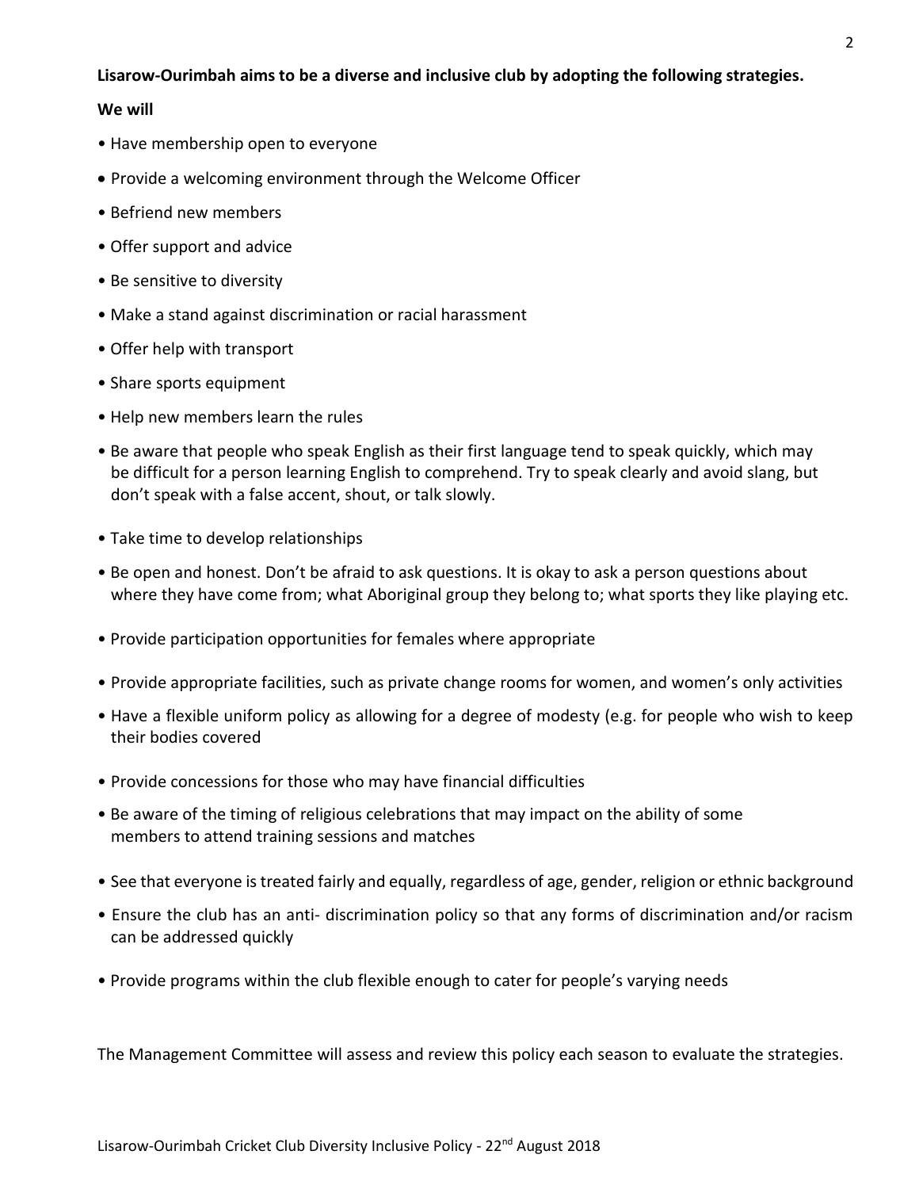**Lisarow-Ourimbah aims to be a diverse and inclusive club by adopting the following strategies.**

**We will**

- Have membership open to everyone
- Provide a welcoming environment through the Welcome Officer
- Befriend new members
- Offer support and advice
- Be sensitive to diversity
- Make a stand against discrimination or racial harassment
- Offer help with transport
- Share sports equipment
- Help new members learn the rules
- Be aware that people who speak English as their first language tend to speak quickly, which may be difficult for a person learning English to comprehend. Try to speak clearly and avoid slang, but don't speak with a false accent, shout, or talk slowly.
- Take time to develop relationships
- Be open and honest. Don't be afraid to ask questions. It is okay to ask a person questions about where they have come from; what Aboriginal group they belong to; what sports they like playing etc.
- Provide participation opportunities for females where appropriate
- Provide appropriate facilities, such as private change rooms for women, and women's only activities
- Have a flexible uniform policy as allowing for a degree of modesty (e.g. for people who wish to keep their bodies covered
- Provide concessions for those who may have financial difficulties
- Be aware of the timing of religious celebrations that may impact on the ability of some members to attend training sessions and matches
- See that everyone is treated fairly and equally, regardless of age, gender, religion or ethnic background
- Ensure the club has an anti- discrimination policy so that any forms of discrimination and/or racism can be addressed quickly
- Provide programs within the club flexible enough to cater for people's varying needs

The Management Committee will assess and review this policy each season to evaluate the strategies.